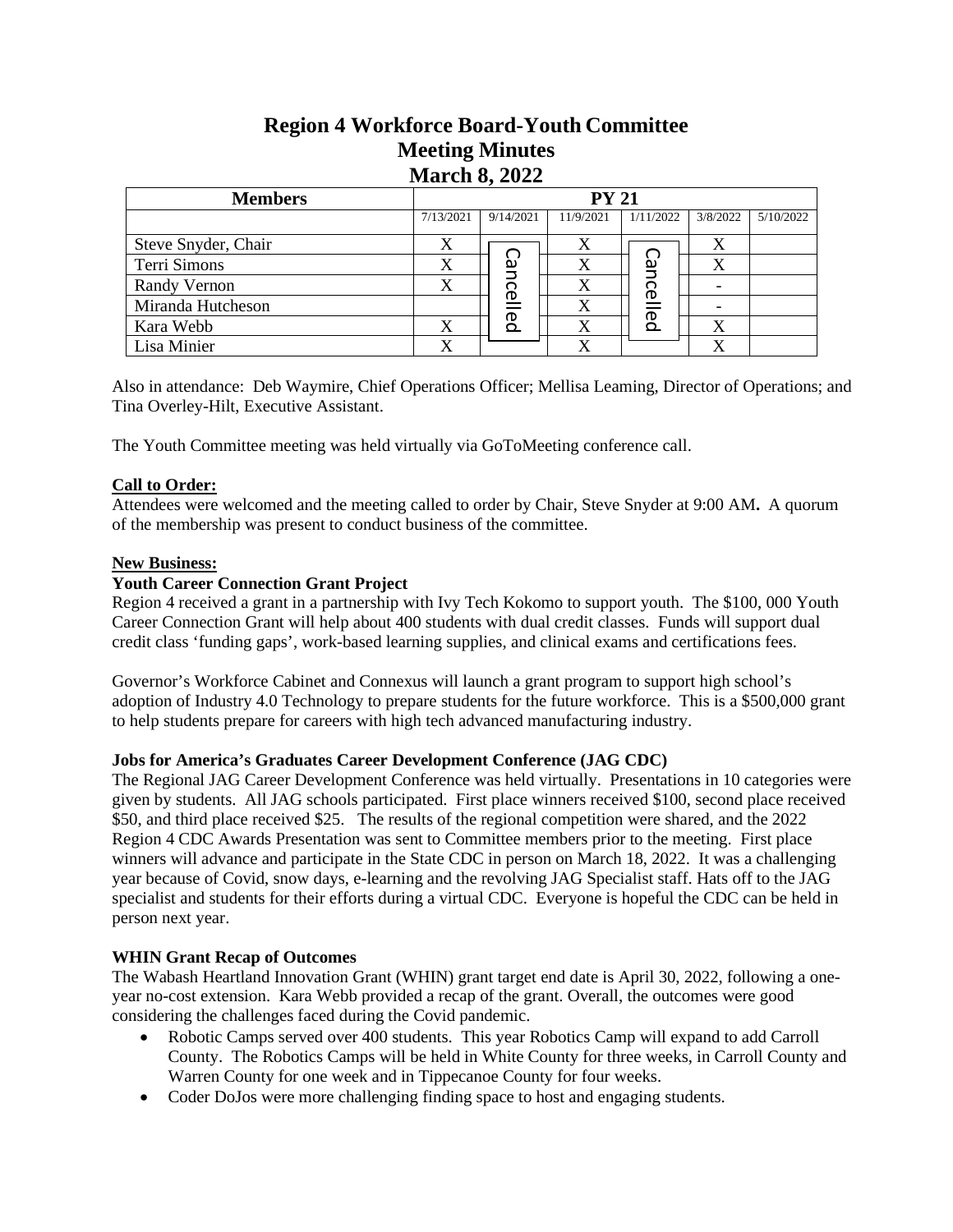# Region 4 Workforce Board-Youth Committee
## Meeting Minutes
## March 8, 2022

| Members | PY 21 | | | | | |
|---|---|---|---|---|---|---|
| | 7/13/2021 | 9/14/2021 | 11/9/2021 | 1/11/2022 | 3/8/2022 | 5/10/2022 |
| Steve Snyder, Chair | X | Cancelled | X | Cancelled | X | |
| Terri Simons | X | | X | | X | |
| Randy Vernon | X | | X | | - | |
| Miranda Hutcheson | | | X | | - | |
| Kara Webb | X | | X | | X | |
| Lisa Minier | X | | X | | X | |

Also in attendance: Deb Waymire, Chief Operations Officer; Mellisa Leaming, Director of Operations; and Tina Overley-Hilt, Executive Assistant.

The Youth Committee meeting was held virtually via GoToMeeting conference call.

**Call to Order:**

Attendees were welcomed and the meeting called to order by Chair, Steve Snyder at 9:00 AM**.** A quorum of the membership was present to conduct business of the committee.

**New Business:**

**Youth Career Connection Grant Project**

Region 4 received a grant in a partnership with Ivy Tech Kokomo to support youth. The $100, 000 Youth Career Connection Grant will help about 400 students with dual credit classes. Funds will support dual credit class 'funding gaps', work-based learning supplies, and clinical exams and certifications fees.

Governor's Workforce Cabinet and Connexus will launch a grant program to support high school's adoption of Industry 4.0 Technology to prepare students for the future workforce. This is a $500,000 grant to help students prepare for careers with high tech advanced manufacturing industry.

**Jobs for America's Graduates Career Development Conference (JAG CDC)**

The Regional JAG Career Development Conference was held virtually. Presentations in 10 categories were given by students. All JAG schools participated. First place winners received $100, second place received $50, and third place received $25. The results of the regional competition were shared, and the 2022 Region 4 CDC Awards Presentation was sent to Committee members prior to the meeting. First place winners will advance and participate in the State CDC in person on March 18, 2022. It was a challenging year because of Covid, snow days, e-learning and the revolving JAG Specialist staff. Hats off to the JAG specialist and students for their efforts during a virtual CDC. Everyone is hopeful the CDC can be held in person next year.

**WHIN Grant Recap of Outcomes**

The Wabash Heartland Innovation Grant (WHIN) grant target end date is April 30, 2022, following a one-year no-cost extension. Kara Webb provided a recap of the grant. Overall, the outcomes were good considering the challenges faced during the Covid pandemic.

- Robotic Camps served over 400 students. This year Robotics Camp will expand to add Carroll County. The Robotics Camps will be held in White County for three weeks, in Carroll County and Warren County for one week and in Tippecanoe County for four weeks.
- Coder DoJos were more challenging finding space to host and engaging students.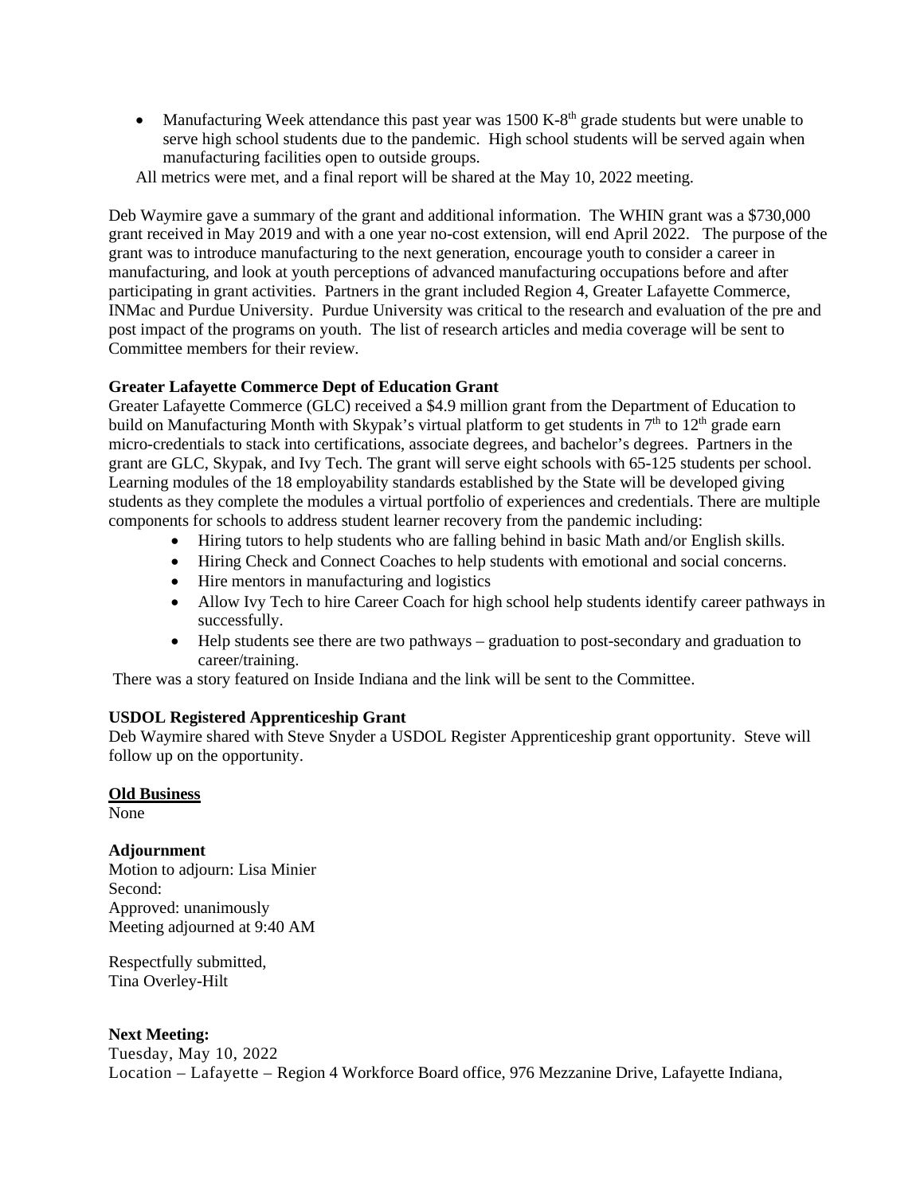- Manufacturing Week attendance this past year was 1500 K-8$^{th}$ grade students but were unable to serve high school students due to the pandemic. High school students will be served again when manufacturing facilities open to outside groups.

All metrics were met, and a final report will be shared at the May 10, 2022 meeting.

Deb Waymire gave a summary of the grant and additional information. The WHIN grant was a $730,000 grant received in May 2019 and with a one year no-cost extension, will end April 2022. The purpose of the grant was to introduce manufacturing to the next generation, encourage youth to consider a career in manufacturing, and look at youth perceptions of advanced manufacturing occupations before and after participating in grant activities. Partners in the grant included Region 4, Greater Lafayette Commerce, INMac and Purdue University. Purdue University was critical to the research and evaluation of the pre and post impact of the programs on youth. The list of research articles and media coverage will be sent to Committee members for their review.

**Greater Lafayette Commerce Dept of Education Grant**

Greater Lafayette Commerce (GLC) received a $4.9 million grant from the Department of Education to build on Manufacturing Month with Skypak's virtual platform to get students in 7$^{th}$ to 12$^{th}$ grade earn micro-credentials to stack into certifications, associate degrees, and bachelor's degrees. Partners in the grant are GLC, Skypak, and Ivy Tech. The grant will serve eight schools with 65-125 students per school. Learning modules of the 18 employability standards established by the State will be developed giving students as they complete the modules a virtual portfolio of experiences and credentials. There are multiple components for schools to address student learner recovery from the pandemic including:

- Hiring tutors to help students who are falling behind in basic Math and/or English skills.
- Hiring Check and Connect Coaches to help students with emotional and social concerns.
- Hire mentors in manufacturing and logistics
- Allow Ivy Tech to hire Career Coach for high school help students identify career pathways in successfully.
- Help students see there are two pathways – graduation to post-secondary and graduation to career/training.

There was a story featured on Inside Indiana and the link will be sent to the Committee.

**USDOL Registered Apprenticeship Grant**

Deb Waymire shared with Steve Snyder a USDOL Register Apprenticeship grant opportunity. Steve will follow up on the opportunity.

**Old Business**

None

**Adjournment**

Motion to adjourn: Lisa Minier
Second:
Approved: unanimously
Meeting adjourned at 9:40 AM

Respectfully submitted,
Tina Overley-Hilt

**Next Meeting:**

Tuesday, May 10, 2022
Location – Lafayette – Region 4 Workforce Board office, 976 Mezzanine Drive, Lafayette Indiana,